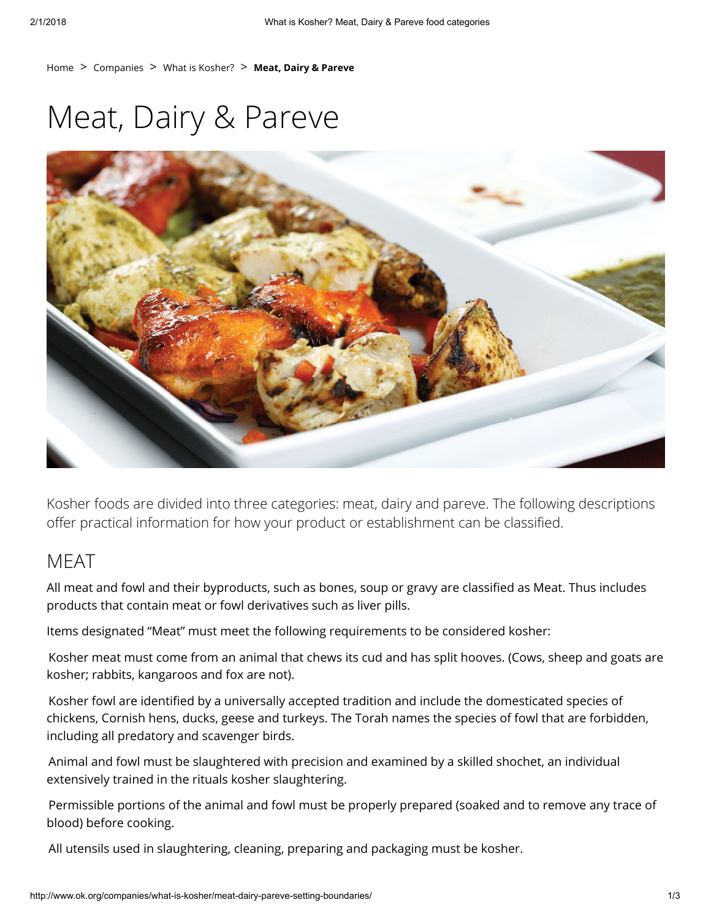Home > Companies > What is Kosher? > **Meat, Dairy & Pareve**

# Meat, Dairy & Pareve

Kosher foods are divided into three categories: meat, dairy and pareve. The following descriptions offer practical information for how your product or establishment can be classified.

## MEAT

All meat and fowl and their byproducts, such as bones, soup or gravy are classified as Meat. Thus includes products that contain meat or fowl derivatives such as liver pills.

Items designated "Meat" must meet the following requirements to be considered kosher:

Kosher meat must come from an animal that chews its cud and has split hooves. (Cows, sheep and goats are kosher; rabbits, kangaroos and fox are not).

Kosher fowl are identified by a universally accepted tradition and include the domesticated species of chickens, Cornish hens, ducks, geese and turkeys. The Torah names the species of fowl that are forbidden, including all predatory and scavenger birds.

Animal and fowl must be slaughtered with precision and examined by a skilled shochet, an individual extensively trained in the rituals kosher slaughtering.

Permissible portions of the animal and fowl must be properly prepared (soaked and to remove any trace of blood) before cooking.

All utensils used in slaughtering, cleaning, preparing and packaging must be kosher.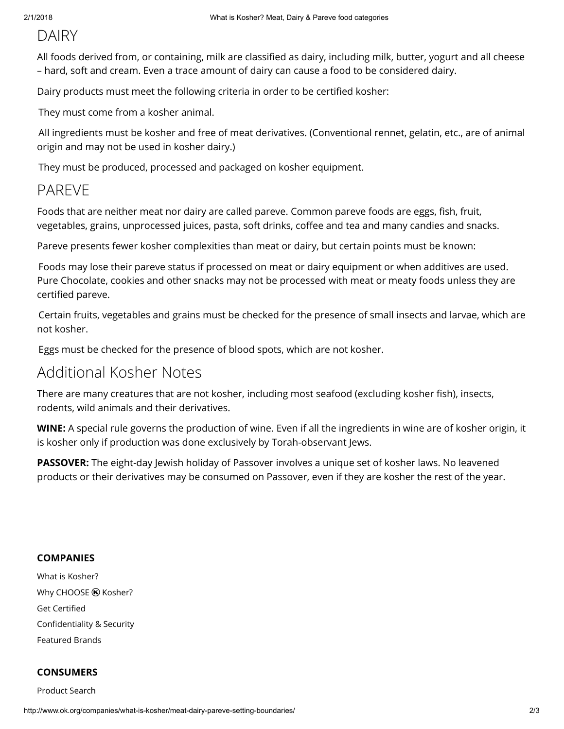## DAIRY

All foods derived from, or containing, milk are classified as dairy, including milk, butter, yogurt and all cheese – hard, soft and cream. Even a trace amount of dairy can cause a food to be considered dairy.

Dairy products must meet the following criteria in order to be certified kosher:

They must come from a kosher animal.

All ingredients must be kosher and free of meat derivatives. (Conventional rennet, gelatin, etc., are of animal origin and may not be used in kosher dairy.)

They must be produced, processed and packaged on kosher equipment.

## PAREVE

Foods that are neither meat nor dairy are called pareve. Common pareve foods are eggs, fish, fruit, vegetables, grains, unprocessed juices, pasta, soft drinks, coffee and tea and many candies and snacks.

Pareve presents fewer kosher complexities than meat or dairy, but certain points must be known:

Foods may lose their pareve status if processed on meat or dairy equipment or when additives are used. Pure Chocolate, cookies and other snacks may not be processed with meat or meaty foods unless they are certified pareve.

Certain fruits, vegetables and grains must be checked for the presence of small insects and larvae, which are not kosher.

Eggs must be checked for the presence of blood spots, which are not kosher.

## Additional Kosher Notes

There are many creatures that are not kosher, including most seafood (excluding kosher fish), insects, rodents, wild animals and their derivatives.

**WINE:** A special rule governs the production of wine. Even if all the ingredients in wine are of kosher origin, it is kosher only if production was done exclusively by Torah-observant Jews.

**PASSOVER:** The eight-day Jewish holiday of Passover involves a unique set of kosher laws. No leavened products or their derivatives may be consumed on Passover, even if they are kosher the rest of the year.

**COMPANIES**

What is Kosher?

Why CHOOSE Ⓚ Kosher?

Get Certified

Confidentiality & Security

Featured Brands

**CONSUMERS**

Product Search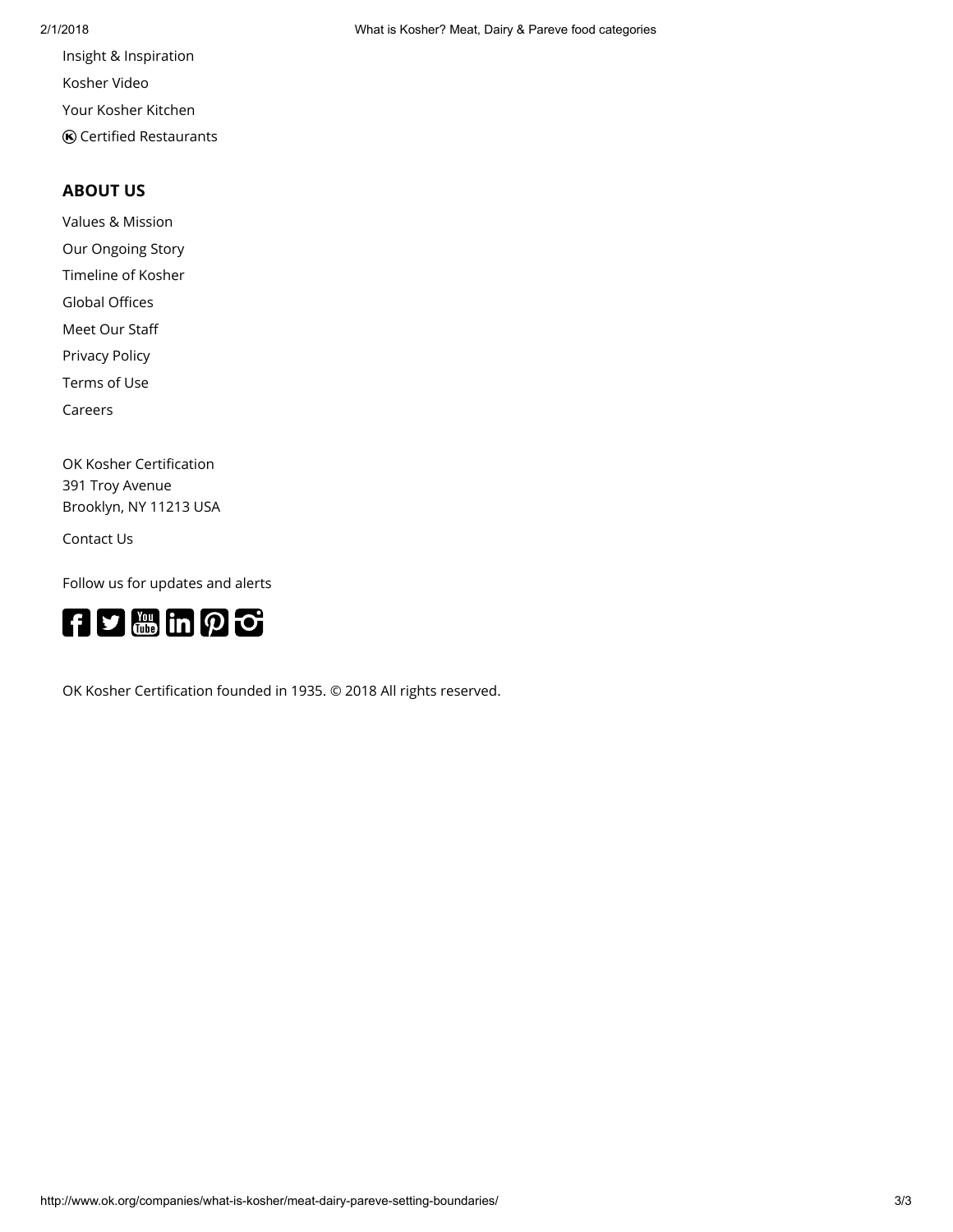Insight & Inspiration

Kosher Video

Your Kosher Kitchen

Ⓚ Certified Restaurants

## ABOUT US

Values & Mission

Our Ongoing Story

Timeline of Kosher

Global Offices

Meet Our Staff

Privacy Policy

Terms of Use

Careers

OK Kosher Certification
391 Troy Avenue
Brooklyn, NY 11213 USA

Contact Us

Follow us for updates and alerts

OK Kosher Certification founded in 1935. © 2018 All rights reserved.